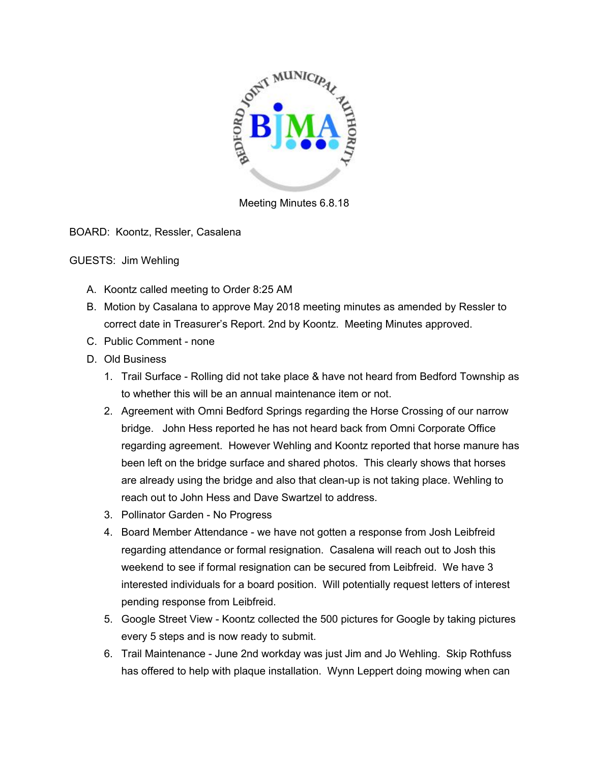Meeting Minutes 6.8.18

BOARD: Koontz, Ressler, Casalena

GUESTS: Jim Wehling

A. Koontz called meeting to Order 8:25 AM
B. Motion by Casalana to approve May 2018 meeting minutes as amended by Ressler to correct date in Treasurer's Report. 2nd by Koontz. Meeting Minutes approved.
C. Public Comment - none
D. Old Business
    1. Trail Surface - Rolling did not take place & have not heard from Bedford Township as to whether this will be an annual maintenance item or not.
    2. Agreement with Omni Bedford Springs regarding the Horse Crossing of our narrow bridge. John Hess reported he has not heard back from Omni Corporate Office regarding agreement. However Wehling and Koontz reported that horse manure has been left on the bridge surface and shared photos. This clearly shows that horses are already using the bridge and also that clean-up is not taking place. Wehling to reach out to John Hess and Dave Swartzel to address.
    3. Pollinator Garden - No Progress
    4. Board Member Attendance - we have not gotten a response from Josh Leibfreid regarding attendance or formal resignation. Casalena will reach out to Josh this weekend to see if formal resignation can be secured from Leibfreid. We have 3 interested individuals for a board position. Will potentially request letters of interest pending response from Leibfreid.
    5. Google Street View - Koontz collected the 500 pictures for Google by taking pictures every 5 steps and is now ready to submit.
    6. Trail Maintenance - June 2nd workday was just Jim and Jo Wehling. Skip Rothfuss has offered to help with plaque installation. Wynn Leppert doing mowing when can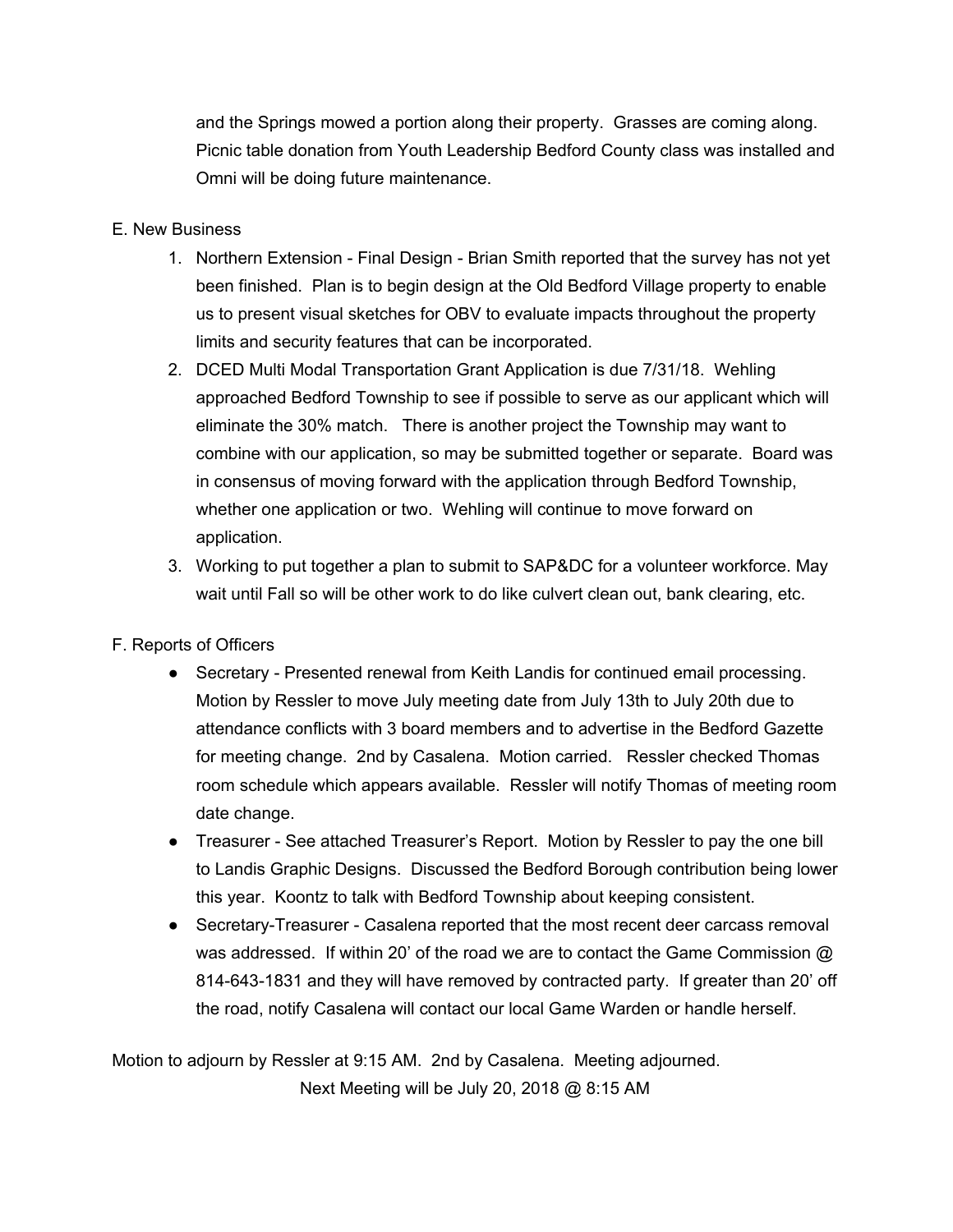and the Springs mowed a portion along their property. Grasses are coming along. Picnic table donation from Youth Leadership Bedford County class was installed and Omni will be doing future maintenance.

E. New Business

1. Northern Extension - Final Design - Brian Smith reported that the survey has not yet been finished. Plan is to begin design at the Old Bedford Village property to enable us to present visual sketches for OBV to evaluate impacts throughout the property limits and security features that can be incorporated.
2. DCED Multi Modal Transportation Grant Application is due 7/31/18. Wehling approached Bedford Township to see if possible to serve as our applicant which will eliminate the 30% match. There is another project the Township may want to combine with our application, so may be submitted together or separate. Board was in consensus of moving forward with the application through Bedford Township, whether one application or two. Wehling will continue to move forward on application.
3. Working to put together a plan to submit to SAP&DC for a volunteer workforce. May wait until Fall so will be other work to do like culvert clean out, bank clearing, etc.

F. Reports of Officers

- Secretary - Presented renewal from Keith Landis for continued email processing. Motion by Ressler to move July meeting date from July 13th to July 20th due to attendance conflicts with 3 board members and to advertise in the Bedford Gazette for meeting change. 2nd by Casalena. Motion carried. Ressler checked Thomas room schedule which appears available. Ressler will notify Thomas of meeting room date change.
- Treasurer - See attached Treasurer's Report. Motion by Ressler to pay the one bill to Landis Graphic Designs. Discussed the Bedford Borough contribution being lower this year. Koontz to talk with Bedford Township about keeping consistent.
- Secretary-Treasurer - Casalena reported that the most recent deer carcass removal was addressed. If within 20' of the road we are to contact the Game Commission @ 814-643-1831 and they will have removed by contracted party. If greater than 20' off the road, notify Casalena will contact our local Game Warden or handle herself.

Motion to adjourn by Ressler at 9:15 AM. 2nd by Casalena. Meeting adjourned.

Next Meeting will be July 20, 2018 @ 8:15 AM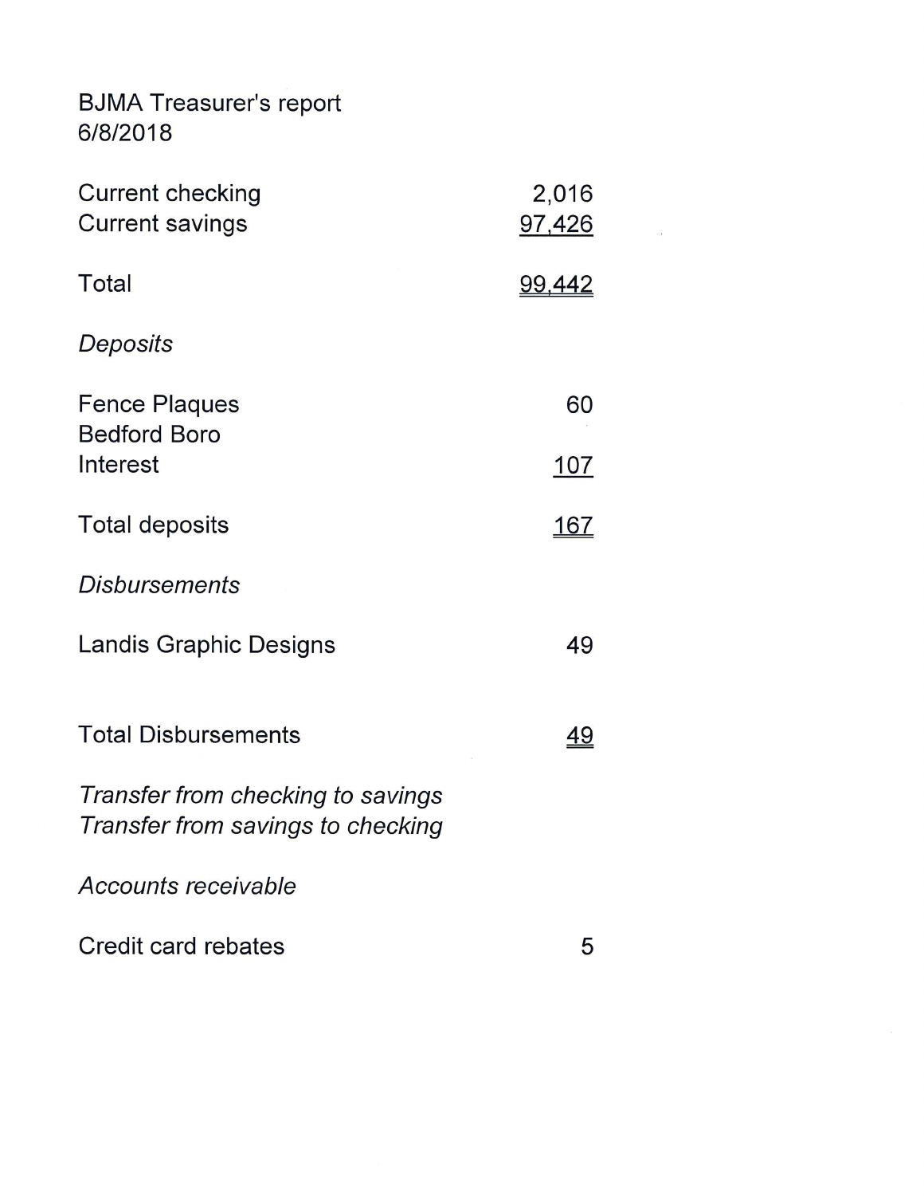BJMA Treasurer's report
6/8/2018

| | |
|---|---|
| Current checking | 2,016 |
| Current savings | 97,426 |
| | |
| Total | 99,442 |
| | |
| *Deposits* | |
| | |
| Fence Plaques | 60 |
| Bedford Boro | |
| Interest | 107 |
| | |
| Total deposits | 167 |
| | |
| *Disbursements* | |
| | |
| Landis Graphic Designs | 49 |
| | |
| Total Disbursements | 49 |
| | |
| *Transfer from checking to savings* | |
| *Transfer from savings to checking* | |
| | |
| *Accounts receivable* | |
| | |
| Credit card rebates | 5 |